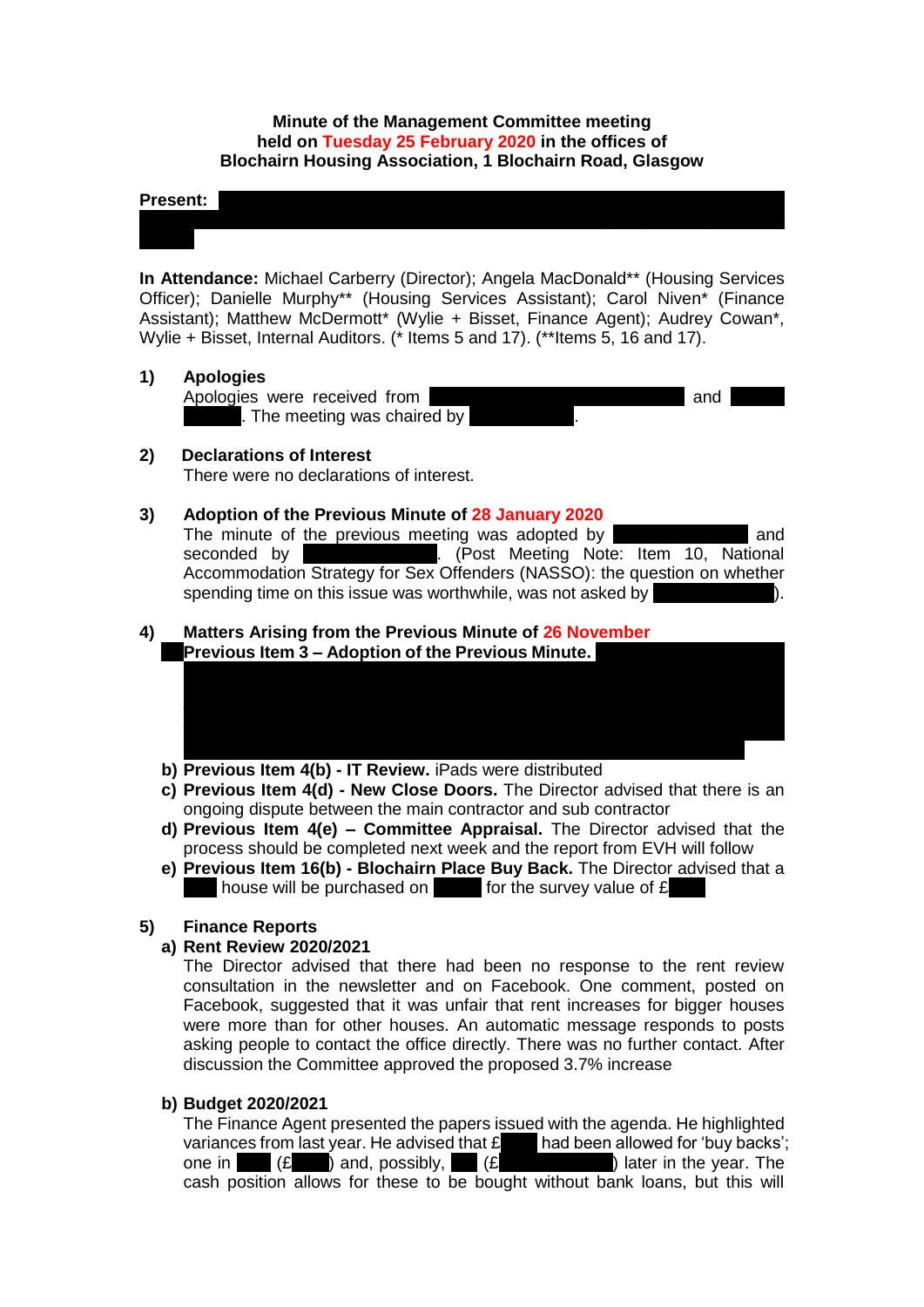**Minute of the Management Committee meeting held on Tuesday 25 February 2020 in the offices of Blochairn Housing Association, 1 Blochairn Road, Glasgow**

**Present:**

**In Attendance:** Michael Carberry (Director); Angela MacDonald** (Housing Services Officer); Danielle Murphy** (Housing Services Assistant); Carol Niven* (Finance Assistant); Matthew McDermott* (Wylie + Bisset, Finance Agent); Audrey Cowan*, Wylie + Bisset, Internal Auditors. (* Items 5 and 17). (**Items 5, 16 and 17).

**1) Apologies**

Apologies were received from and . The meeting was chaired by .

**2) Declarations of Interest**

There were no declarations of interest.

**3) Adoption of the Previous Minute of 28 January 2020**

The minute of the previous meeting was adopted by and seconded by . (Post Meeting Note: Item 10, National Accommodation Strategy for Sex Offenders (NASSO): the question on whether spending time on this issue was worthwhile, was not asked by ).

**4) Matters Arising from the Previous Minute of 26 November**

**Previous Item 3 – Adoption of the Previous Minute.**

b) **Previous Item 4(b) - IT Review.** iPads were distributed

c) **Previous Item 4(d) - New Close Doors.** The Director advised that there is an ongoing dispute between the main contractor and sub contractor

d) **Previous Item 4(e) – Committee Appraisal.** The Director advised that the process should be completed next week and the report from EVH will follow

e) **Previous Item 16(b) - Blochairn Place Buy Back.** The Director advised that a house will be purchased on for the survey value of £

**5) Finance Reports**

**a) Rent Review 2020/2021**

The Director advised that there had been no response to the rent review consultation in the newsletter and on Facebook. One comment, posted on Facebook, suggested that it was unfair that rent increases for bigger houses were more than for other houses. An automatic message responds to posts asking people to contact the office directly. There was no further contact. After discussion the Committee approved the proposed 3.7% increase

**b) Budget 2020/2021**

The Finance Agent presented the papers issued with the agenda. He highlighted variances from last year. He advised that £ had been allowed for 'buy backs'; one in (£ ) and, possibly, (£ ) later in the year. The cash position allows for these to be bought without bank loans, but this will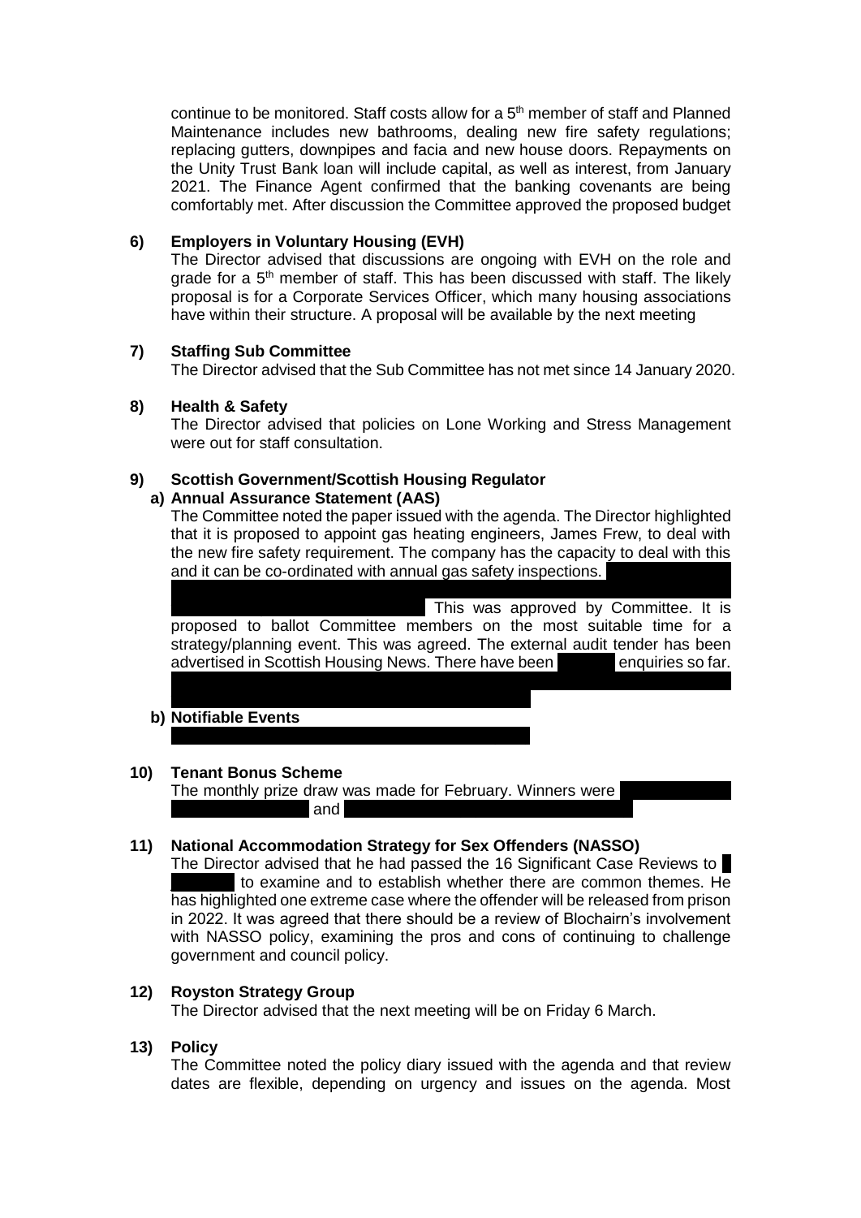continue to be monitored. Staff costs allow for a 5th member of staff and Planned Maintenance includes new bathrooms, dealing new fire safety regulations; replacing gutters, downpipes and facia and new house doors. Repayments on the Unity Trust Bank loan will include capital, as well as interest, from January 2021. The Finance Agent confirmed that the banking covenants are being comfortably met. After discussion the Committee approved the proposed budget

**6) Employers in Voluntary Housing (EVH)**

The Director advised that discussions are ongoing with EVH on the role and grade for a 5th member of staff. This has been discussed with staff. The likely proposal is for a Corporate Services Officer, which many housing associations have within their structure. A proposal will be available by the next meeting

**7) Staffing Sub Committee**

The Director advised that the Sub Committee has not met since 14 January 2020.

**8) Health & Safety**

The Director advised that policies on Lone Working and Stress Management were out for staff consultation.

**9) Scottish Government/Scottish Housing Regulator**

**a) Annual Assurance Statement (AAS)**

The Committee noted the paper issued with the agenda. The Director highlighted that it is proposed to appoint gas heating engineers, James Frew, to deal with the new fire safety requirement. The company has the capacity to deal with this and it can be co-ordinated with annual gas safety inspections. This was approved by Committee. It is proposed to ballot Committee members on the most suitable time for a strategy/planning event. This was agreed. The external audit tender has been advertised in Scottish Housing News. There have been enquiries so far.

**b) Notifiable Events**

**10) Tenant Bonus Scheme**

The monthly prize draw was made for February. Winners were and

**11) National Accommodation Strategy for Sex Offenders (NASSO)**

The Director advised that he had passed the 16 Significant Case Reviews to to examine and to establish whether there are common themes. He has highlighted one extreme case where the offender will be released from prison in 2022. It was agreed that there should be a review of Blochairn's involvement with NASSO policy, examining the pros and cons of continuing to challenge government and council policy.

**12) Royston Strategy Group**

The Director advised that the next meeting will be on Friday 6 March.

**13) Policy**

The Committee noted the policy diary issued with the agenda and that review dates are flexible, depending on urgency and issues on the agenda. Most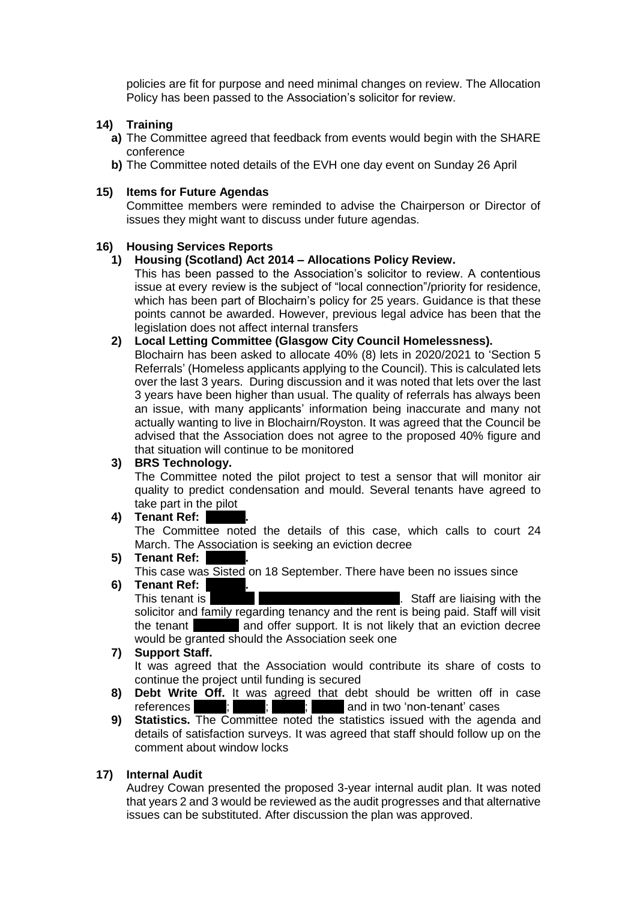policies are fit for purpose and need minimal changes on review. The Allocation Policy has been passed to the Association's solicitor for review.

**14) Training**

- **a)** The Committee agreed that feedback from events would begin with the SHARE conference
- **b)** The Committee noted details of the EVH one day event on Sunday 26 April

**15) Items for Future Agendas**

Committee members were reminded to advise the Chairperson or Director of issues they might want to discuss under future agendas.

**16) Housing Services Reports**

**1) Housing (Scotland) Act 2014 – Allocations Policy Review.**

This has been passed to the Association's solicitor to review. A contentious issue at every review is the subject of "local connection"/priority for residence, which has been part of Blochairn's policy for 25 years. Guidance is that these points cannot be awarded. However, previous legal advice has been that the legislation does not affect internal transfers

**2) Local Letting Committee (Glasgow City Council Homelessness).**

Blochairn has been asked to allocate 40% (8) lets in 2020/2021 to 'Section 5 Referrals' (Homeless applicants applying to the Council). This is calculated lets over the last 3 years. During discussion and it was noted that lets over the last 3 years have been higher than usual. The quality of referrals has always been an issue, with many applicants' information being inaccurate and many not actually wanting to live in Blochairn/Royston. It was agreed that the Council be advised that the Association does not agree to the proposed 40% figure and that situation will continue to be monitored

**3) BRS Technology.**

The Committee noted the pilot project to test a sensor that will monitor air quality to predict condensation and mould. Several tenants have agreed to take part in the pilot

**4) Tenant Ref: [redacted].**

The Committee noted the details of this case, which calls to court 24 March. The Association is seeking an eviction decree

**5) Tenant Ref: [redacted].**

This case was Sisted on 18 September. There have been no issues since

**6) Tenant Ref: [redacted].**

This tenant is [redacted] [redacted]. Staff are liaising with the solicitor and family regarding tenancy and the rent is being paid. Staff will visit the tenant [redacted] and offer support. It is not likely that an eviction decree would be granted should the Association seek one

**7) Support Staff.**

It was agreed that the Association would contribute its share of costs to continue the project until funding is secured

**8) Debt Write Off.** It was agreed that debt should be written off in case references [redacted]; [redacted]; [redacted]; [redacted] and in two 'non-tenant' cases

**9) Statistics.** The Committee noted the statistics issued with the agenda and details of satisfaction surveys. It was agreed that staff should follow up on the comment about window locks

**17) Internal Audit**

Audrey Cowan presented the proposed 3-year internal audit plan. It was noted that years 2 and 3 would be reviewed as the audit progresses and that alternative issues can be substituted. After discussion the plan was approved.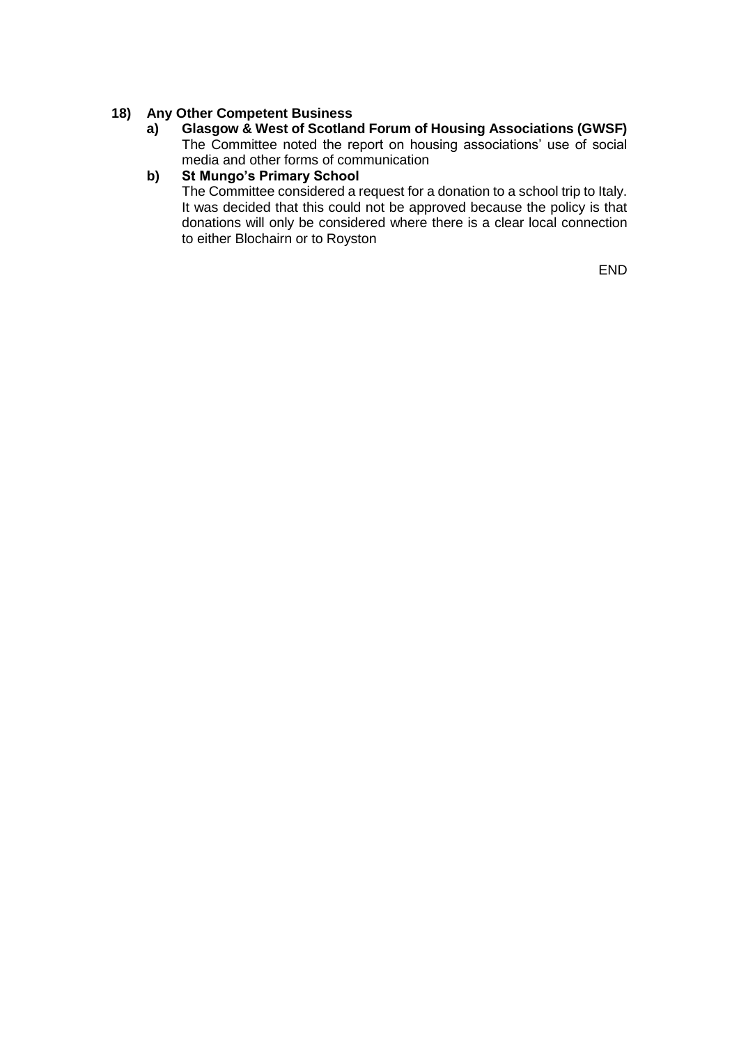**18) Any Other Competent Business**

**a) Glasgow & West of Scotland Forum of Housing Associations (GWSF)**
The Committee noted the report on housing associations' use of social media and other forms of communication

**b) St Mungo's Primary School**
The Committee considered a request for a donation to a school trip to Italy. It was decided that this could not be approved because the policy is that donations will only be considered where there is a clear local connection to either Blochairn or to Royston

END